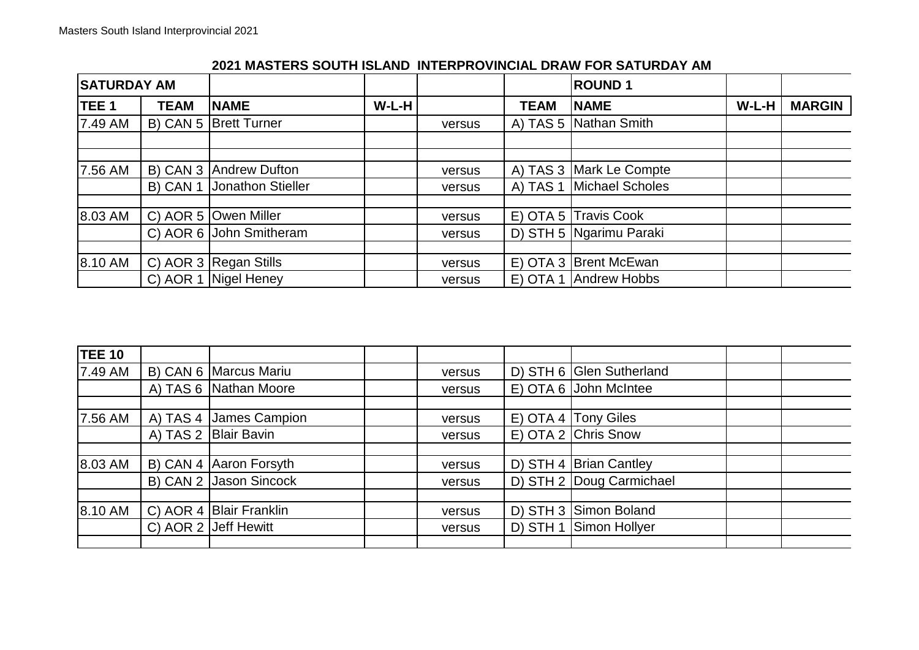## 2021 MASTERS SOUTH ISLAND INTERPROVINCIAL DRAW FOR SATURDAY AM

| SATURDAY AM | | | | | | ROUND 1 | | |
|---|---|---|---|---|---|---|---|---|
| TEE 1 | TEAM | NAME | W-L-H | | TEAM | NAME | W-L-H | MARGIN |
| 7.49 AM | B) CAN 5 | Brett Turner | | versus | A) TAS 5 | Nathan Smith | | |
| | | | | | | | | |
| | | | | | | | | |
| 7.56 AM | B) CAN 3 | Andrew Dufton | | versus | A) TAS 3 | Mark Le Compte | | |
| | B) CAN 1 | Jonathon Stieller | | versus | A) TAS 1 | Michael Scholes | | |
| | | | | | | | | |
| 8.03 AM | C) AOR 5 | Owen Miller | | versus | E) OTA 5 | Travis Cook | | |
| | C) AOR 6 | John Smitheram | | versus | D) STH 5 | Ngarimu Paraki | | |
| | | | | | | | | |
| 8.10 AM | C) AOR 3 | Regan Stills | | versus | E) OTA 3 | Brent McEwan | | |
| | C) AOR 1 | Nigel Heney | | versus | E) OTA 1 | Andrew Hobbs | | |

| TEE 10 | | | | | | | | |
|---|---|---|---|---|---|---|---|---|
| 7.49 AM | B) CAN 6 | Marcus Mariu | | versus | D) STH 6 | Glen Sutherland | | |
| | A) TAS 6 | Nathan Moore | | versus | E) OTA 6 | John McIntee | | |
| | | | | | | | | |
| 7.56 AM | A) TAS 4 | James Campion | | versus | E) OTA 4 | Tony Giles | | |
| | A) TAS 2 | Blair Bavin | | versus | E) OTA 2 | Chris Snow | | |
| | | | | | | | | |
| 8.03 AM | B) CAN 4 | Aaron Forsyth | | versus | D) STH 4 | Brian Cantley | | |
| | B) CAN 2 | Jason Sincock | | versus | D) STH 2 | Doug Carmichael | | |
| | | | | | | | | |
| 8.10 AM | C) AOR 4 | Blair Franklin | | versus | D) STH 3 | Simon Boland | | |
| | C) AOR 2 | Jeff Hewitt | | versus | D) STH 1 | Simon Hollyer | | |
| | | | | | | | | |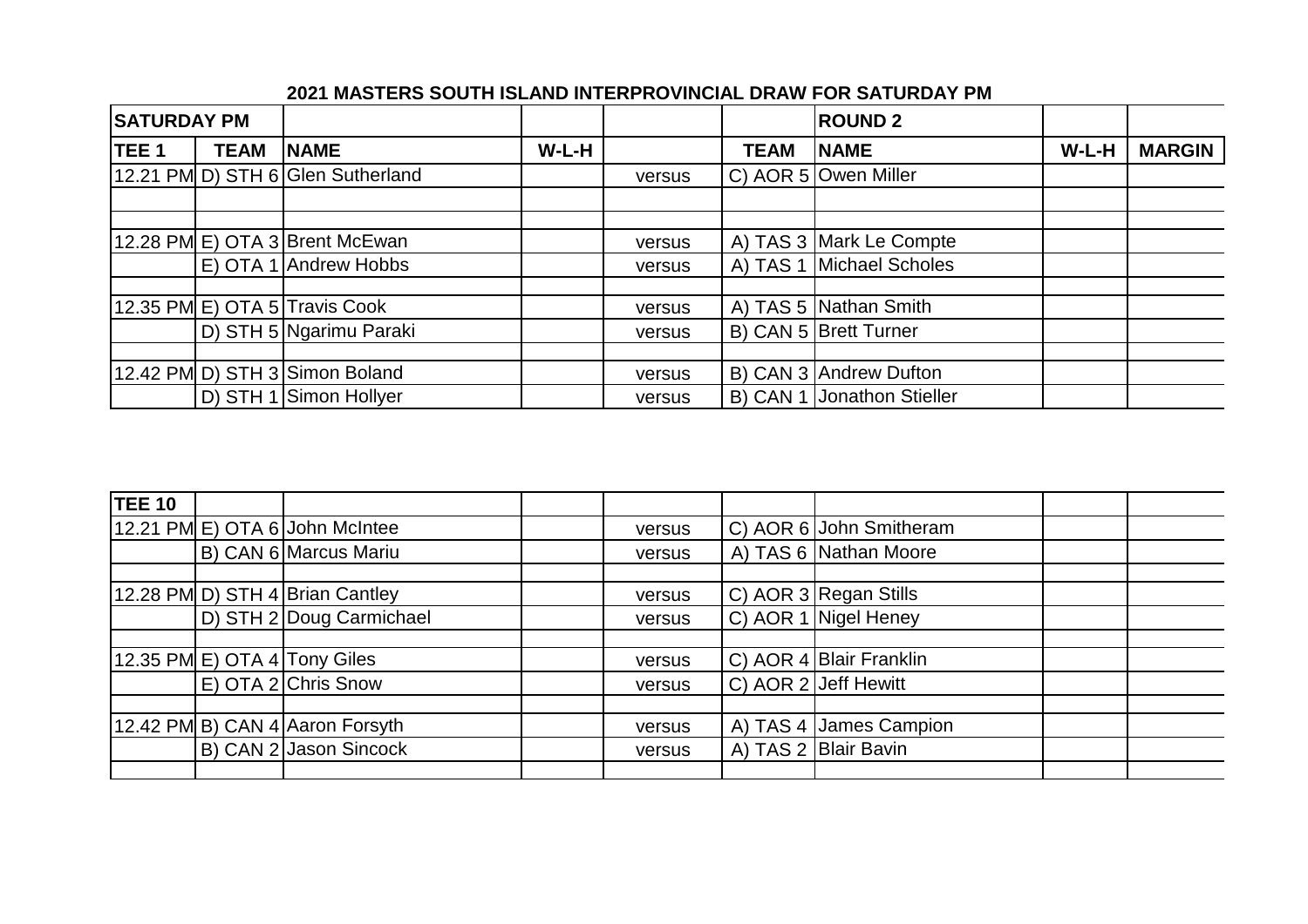# 2021 MASTERS SOUTH ISLAND INTERPROVINCIAL DRAW FOR SATURDAY PM

| SATURDAY PM | | | | | | ROUND 2 | | |
|---|---|---|---|---|---|---|---|---|
| **TEE 1** | **TEAM** | **NAME** | **W-L-H** | | **TEAM** | **NAME** | **W-L-H** | **MARGIN** |
| 12.21 PM | D) STH 6 | Glen Sutherland | | versus | C) AOR 5 | Owen Miller | | |
| | | | | | | | | |
| | | | | | | | | |
| 12.28 PM | E) OTA 3 | Brent McEwan | | versus | A) TAS 3 | Mark Le Compte | | |
| | E) OTA 1 | Andrew Hobbs | | versus | A) TAS 1 | Michael Scholes | | |
| | | | | | | | | |
| 12.35 PM | E) OTA 5 | Travis Cook | | versus | A) TAS 5 | Nathan Smith | | |
| | D) STH 5 | Ngarimu Paraki | | versus | B) CAN 5 | Brett Turner | | |
| | | | | | | | | |
| 12.42 PM | D) STH 3 | Simon Boland | | versus | B) CAN 3 | Andrew Dufton | | |
| | D) STH 1 | Simon Hollyer | | versus | B) CAN 1 | Jonathon Stieller | | |

| TEE 10 | | | | | | | | |
|---|---|---|---|---|---|---|---|---|
| 12.21 PM | E) OTA 6 | John McIntee | | versus | C) AOR 6 | John Smitheram | | |
| | B) CAN 6 | Marcus Mariu | | versus | A) TAS 6 | Nathan Moore | | |
| | | | | | | | | |
| 12.28 PM | D) STH 4 | Brian Cantley | | versus | C) AOR 3 | Regan Stills | | |
| | D) STH 2 | Doug Carmichael | | versus | C) AOR 1 | Nigel Heney | | |
| | | | | | | | | |
| 12.35 PM | E) OTA 4 | Tony Giles | | versus | C) AOR 4 | Blair Franklin | | |
| | E) OTA 2 | Chris Snow | | versus | C) AOR 2 | Jeff Hewitt | | |
| | | | | | | | | |
| 12.42 PM | B) CAN 4 | Aaron Forsyth | | versus | A) TAS 4 | James Campion | | |
| | B) CAN 2 | Jason Sincock | | versus | A) TAS 2 | Blair Bavin | | |
| | | | | | | | | |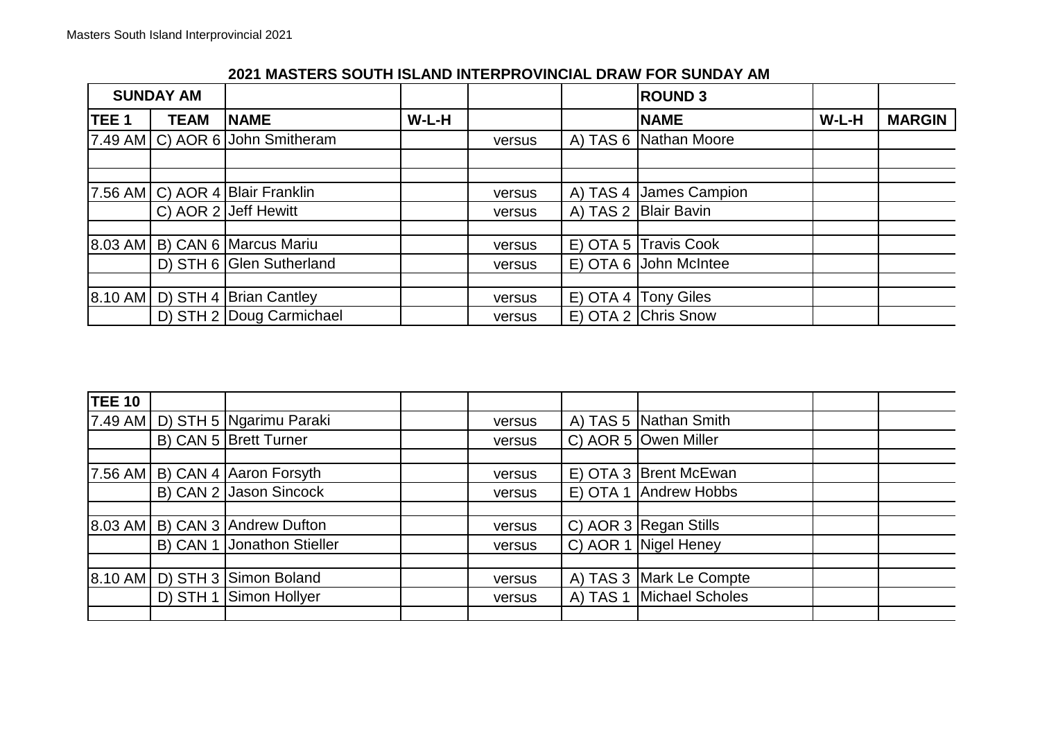## 2021 MASTERS SOUTH ISLAND INTERPROVINCIAL DRAW FOR SUNDAY AM

| SUNDAY AM | | | | | | ROUND 3 | | |
|---|---|---|---|---|---|---|---|---|
| **TEE 1** | **TEAM** | **NAME** | **W-L-H** | | | **NAME** | **W-L-H** | **MARGIN** |
| 7.49 AM | C) AOR 6 | John Smitheram | | versus | A) TAS 6 | Nathan Moore | | |
| | | | | | | | | |
| | | | | | | | | |
| 7.56 AM | C) AOR 4 | Blair Franklin | | versus | A) TAS 4 | James Campion | | |
| | C) AOR 2 | Jeff Hewitt | | versus | A) TAS 2 | Blair Bavin | | |
| | | | | | | | | |
| 8.03 AM | B) CAN 6 | Marcus Mariu | | versus | E) OTA 5 | Travis Cook | | |
| | D) STH 6 | Glen Sutherland | | versus | E) OTA 6 | John McIntee | | |
| | | | | | | | | |
| 8.10 AM | D) STH 4 | Brian Cantley | | versus | E) OTA 4 | Tony Giles | | |
| | D) STH 2 | Doug Carmichael | | versus | E) OTA 2 | Chris Snow | | |

| | | | | | | | | |
|---|---|---|---|---|---|---|---|---|
| **TEE 10** | | | | | | | | |
| 7.49 AM | D) STH 5 | Ngarimu Paraki | | versus | A) TAS 5 | Nathan Smith | | |
| | B) CAN 5 | Brett Turner | | versus | C) AOR 5 | Owen Miller | | |
| | | | | | | | | |
| 7.56 AM | B) CAN 4 | Aaron Forsyth | | versus | E) OTA 3 | Brent McEwan | | |
| | B) CAN 2 | Jason Sincock | | versus | E) OTA 1 | Andrew Hobbs | | |
| | | | | | | | | |
| 8.03 AM | B) CAN 3 | Andrew Dufton | | versus | C) AOR 3 | Regan Stills | | |
| | B) CAN 1 | Jonathon Stieller | | versus | C) AOR 1 | Nigel Heney | | |
| | | | | | | | | |
| 8.10 AM | D) STH 3 | Simon Boland | | versus | A) TAS 3 | Mark Le Compte | | |
| | D) STH 1 | Simon Hollyer | | versus | A) TAS 1 | Michael Scholes | | |
| | | | | | | | | |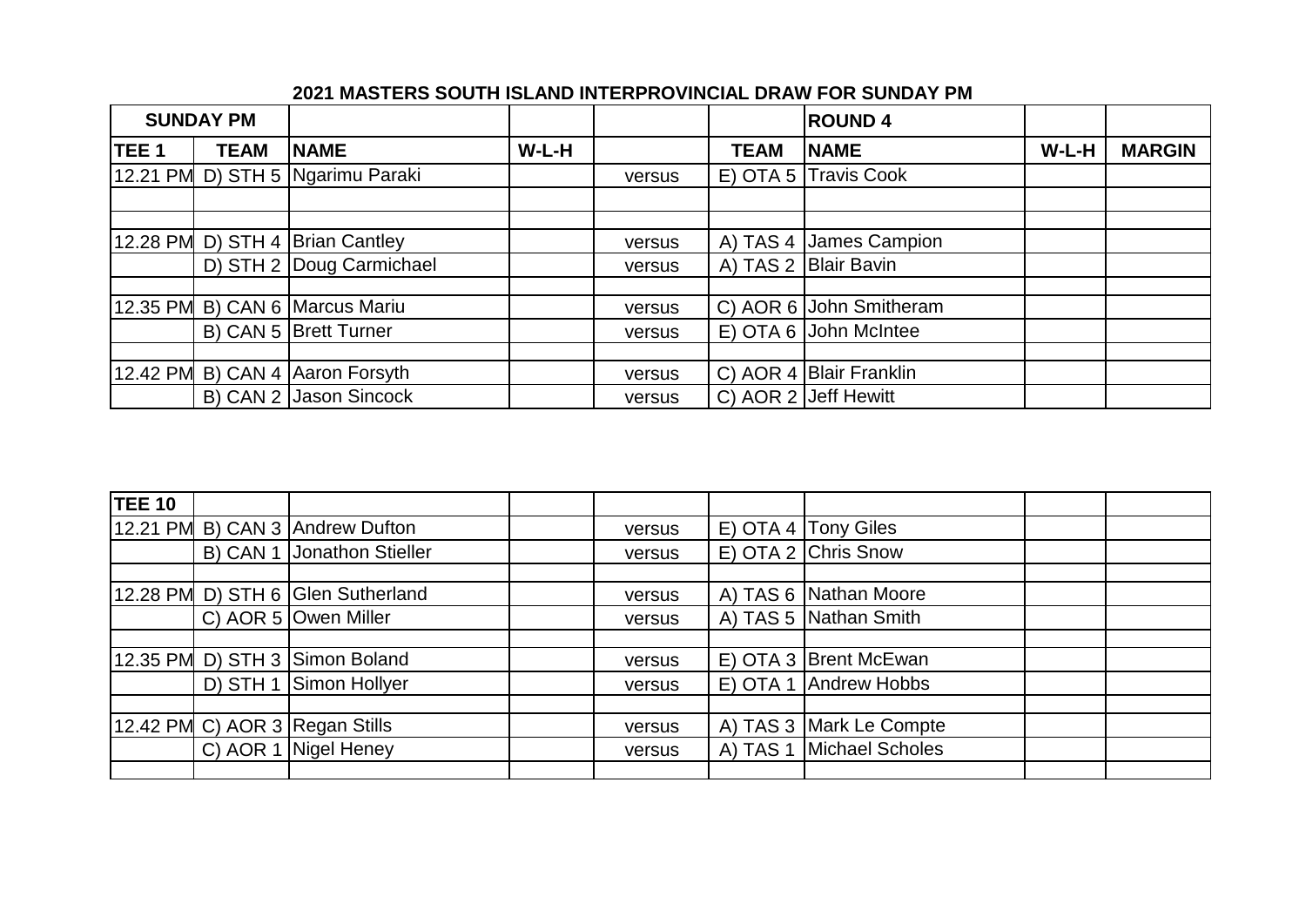# 2021 MASTERS SOUTH ISLAND INTERPROVINCIAL DRAW FOR SUNDAY PM

| SUNDAY PM | | | | | | ROUND 4 | | |
|---|---|---|---|---|---|---|---|---|
| TEE 1 | TEAM | NAME | W-L-H | | TEAM | NAME | W-L-H | MARGIN |
| 12.21 PM | D) STH 5 | Ngarimu Paraki | | versus | E) OTA 5 | Travis Cook | | |
| | | | | | | | | |
| | | | | | | | | |
| 12.28 PM | D) STH 4 | Brian Cantley | | versus | A) TAS 4 | James Campion | | |
| | D) STH 2 | Doug Carmichael | | versus | A) TAS 2 | Blair Bavin | | |
| | | | | | | | | |
| 12.35 PM | B) CAN 6 | Marcus Mariu | | versus | C) AOR 6 | John Smitheram | | |
| | B) CAN 5 | Brett Turner | | versus | E) OTA 6 | John McIntee | | |
| | | | | | | | | |
| 12.42 PM | B) CAN 4 | Aaron Forsyth | | versus | C) AOR 4 | Blair Franklin | | |
| | B) CAN 2 | Jason Sincock | | versus | C) AOR 2 | Jeff Hewitt | | |

| TEE 10 | | | | | | | | |
|---|---|---|---|---|---|---|---|---|
| 12.21 PM | B) CAN 3 | Andrew Dufton | | versus | E) OTA 4 | Tony Giles | | |
| | B) CAN 1 | Jonathon Stieller | | versus | E) OTA 2 | Chris Snow | | |
| | | | | | | | | |
| 12.28 PM | D) STH 6 | Glen Sutherland | | versus | A) TAS 6 | Nathan Moore | | |
| | C) AOR 5 | Owen Miller | | versus | A) TAS 5 | Nathan Smith | | |
| | | | | | | | | |
| 12.35 PM | D) STH 3 | Simon Boland | | versus | E) OTA 3 | Brent McEwan | | |
| | D) STH 1 | Simon Hollyer | | versus | E) OTA 1 | Andrew Hobbs | | |
| | | | | | | | | |
| 12.42 PM | C) AOR 3 | Regan Stills | | versus | A) TAS 3 | Mark Le Compte | | |
| | C) AOR 1 | Nigel Heney | | versus | A) TAS 1 | Michael Scholes | | |
| | | | | | | | | |